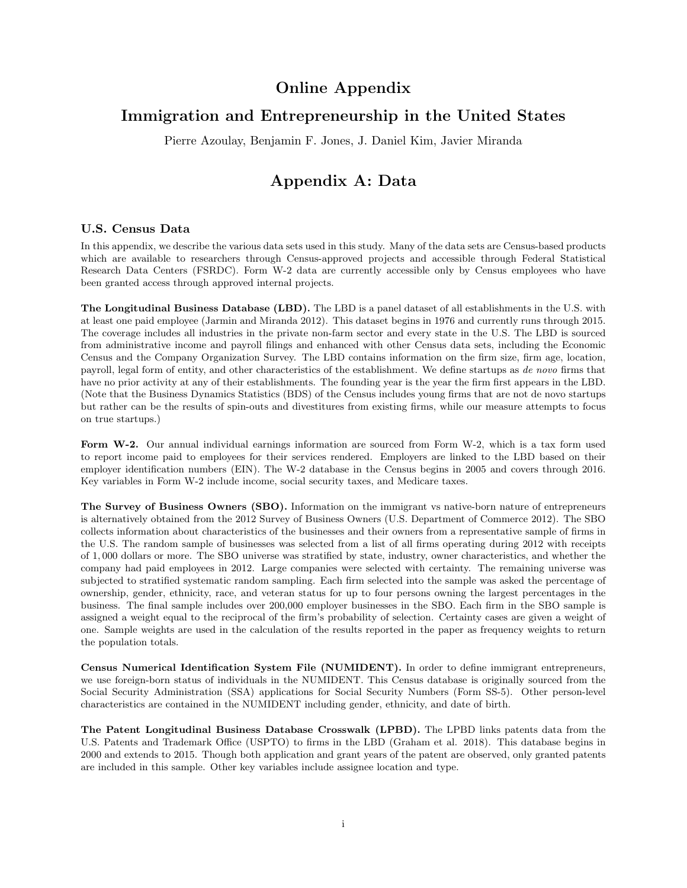# Online Appendix

# Immigration and Entrepreneurship in the United States

Pierre Azoulay, Benjamin F. Jones, J. Daniel Kim, Javier Miranda

# Appendix A: Data

## U.S. Census Data

In this appendix, we describe the various data sets used in this study. Many of the data sets are Census-based products which are available to researchers through Census-approved projects and accessible through Federal Statistical Research Data Centers (FSRDC). Form W-2 data are currently accessible only by Census employees who have been granted access through approved internal projects.

**The Longitudinal Business Database (LBD).** The LBD is a panel dataset of all establishments in the U.S. with at least one paid employee (Jarmin and Miranda 2012). This dataset begins in 1976 and currently runs through 2015. The coverage includes all industries in the private non-farm sector and every state in the U.S. The LBD is sourced from administrative income and payroll filings and enhanced with other Census data sets, including the Economic Census and the Company Organization Survey. The LBD contains information on the firm size, firm age, location, payroll, legal form of entity, and other characteristics of the establishment. We define startups as *de novo* firms that have no prior activity at any of their establishments. The founding year is the year the firm first appears in the LBD. (Note that the Business Dynamics Statistics (BDS) of the Census includes young firms that are not de novo startups but rather can be the results of spin-outs and divestitures from existing firms, while our measure attempts to focus on true startups.)

**Form W-2.** Our annual individual earnings information are sourced from Form W-2, which is a tax form used to report income paid to employees for their services rendered. Employers are linked to the LBD based on their employer identification numbers (EIN). The W-2 database in the Census begins in 2005 and covers through 2016. Key variables in Form W-2 include income, social security taxes, and Medicare taxes.

**The Survey of Business Owners (SBO).** Information on the immigrant vs native-born nature of entrepreneurs is alternatively obtained from the 2012 Survey of Business Owners (U.S. Department of Commerce 2012). The SBO collects information about characteristics of the businesses and their owners from a representative sample of firms in the U.S. The random sample of businesses was selected from a list of all firms operating during 2012 with receipts of 1,000 dollars or more. The SBO universe was stratified by state, industry, owner characteristics, and whether the company had paid employees in 2012. Large companies were selected with certainty. The remaining universe was subjected to stratified systematic random sampling. Each firm selected into the sample was asked the percentage of ownership, gender, ethnicity, race, and veteran status for up to four persons owning the largest percentages in the business. The final sample includes over 200,000 employer businesses in the SBO. Each firm in the SBO sample is assigned a weight equal to the reciprocal of the firm's probability of selection. Certainty cases are given a weight of one. Sample weights are used in the calculation of the results reported in the paper as frequency weights to return the population totals.

**Census Numerical Identification System File (NUMIDENT).** In order to define immigrant entrepreneurs, we use foreign-born status of individuals in the NUMIDENT. This Census database is originally sourced from the Social Security Administration (SSA) applications for Social Security Numbers (Form SS-5). Other person-level characteristics are contained in the NUMIDENT including gender, ethnicity, and date of birth.

**The Patent Longitudinal Business Database Crosswalk (LPBD).** The LPBD links patents data from the U.S. Patents and Trademark Office (USPTO) to firms in the LBD (Graham et al. 2018). This database begins in 2000 and extends to 2015. Though both application and grant years of the patent are observed, only granted patents are included in this sample. Other key variables include assignee location and type.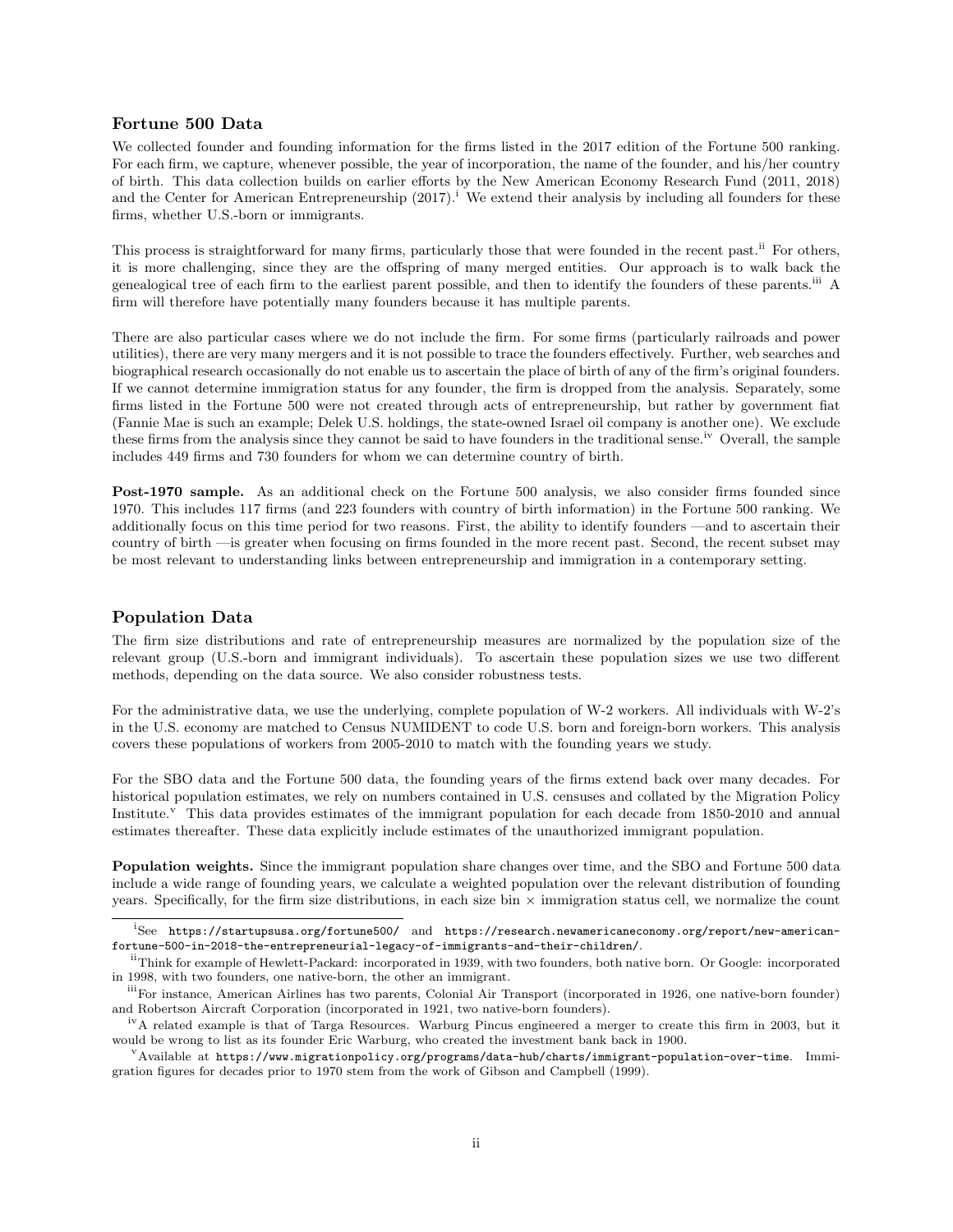### Fortune 500 Data

We collected founder and founding information for the firms listed in the 2017 edition of the Fortune 500 ranking. For each firm, we capture, whenever possible, the year of incorporation, the name of the founder, and his/her country of birth. This data collection builds on earlier efforts by the New American Economy Research Fund (2011, 2018) and the Center for American Entrepreneurship (2017).[i] We extend their analysis by including all founders for these firms, whether U.S.-born or immigrants.

This process is straightforward for many firms, particularly those that were founded in the recent past.[ii] For others, it is more challenging, since they are the offspring of many merged entities. Our approach is to walk back the genealogical tree of each firm to the earliest parent possible, and then to identify the founders of these parents.[iii] A firm will therefore have potentially many founders because it has multiple parents.

There are also particular cases where we do not include the firm. For some firms (particularly railroads and power utilities), there are very many mergers and it is not possible to trace the founders effectively. Further, web searches and biographical research occasionally do not enable us to ascertain the place of birth of any of the firm's original founders. If we cannot determine immigration status for any founder, the firm is dropped from the analysis. Separately, some firms listed in the Fortune 500 were not created through acts of entrepreneurship, but rather by government fiat (Fannie Mae is such an example; Delek U.S. holdings, the state-owned Israel oil company is another one). We exclude these firms from the analysis since they cannot be said to have founders in the traditional sense.[iv] Overall, the sample includes 449 firms and 730 founders for whom we can determine country of birth.

**Post-1970 sample.** As an additional check on the Fortune 500 analysis, we also consider firms founded since 1970. This includes 117 firms (and 223 founders with country of birth information) in the Fortune 500 ranking. We additionally focus on this time period for two reasons. First, the ability to identify founders —and to ascertain their country of birth —is greater when focusing on firms founded in the more recent past. Second, the recent subset may be most relevant to understanding links between entrepreneurship and immigration in a contemporary setting.

### Population Data

The firm size distributions and rate of entrepreneurship measures are normalized by the population size of the relevant group (U.S.-born and immigrant individuals). To ascertain these population sizes we use two different methods, depending on the data source. We also consider robustness tests.

For the administrative data, we use the underlying, complete population of W-2 workers. All individuals with W-2's in the U.S. economy are matched to Census NUMIDENT to code U.S. born and foreign-born workers. This analysis covers these populations of workers from 2005-2010 to match with the founding years we study.

For the SBO data and the Fortune 500 data, the founding years of the firms extend back over many decades. For historical population estimates, we rely on numbers contained in U.S. censuses and collated by the Migration Policy Institute.[v] This data provides estimates of the immigrant population for each decade from 1850-2010 and annual estimates thereafter. These data explicitly include estimates of the unauthorized immigrant population.

**Population weights.** Since the immigrant population share changes over time, and the SBO and Fortune 500 data include a wide range of founding years, we calculate a weighted population over the relevant distribution of founding years. Specifically, for the firm size distributions, in each size bin × immigration status cell, we normalize the count

---

[i] See https://startupsusa.org/fortune500/ and https://research.newamericaneconomy.org/report/new-american-fortune-500-in-2018-the-entrepreneurial-legacy-of-immigrants-and-their-children/.

[ii] Think for example of Hewlett-Packard: incorporated in 1939, with two founders, both native born. Or Google: incorporated in 1998, with two founders, one native-born, the other an immigrant.

[iii] For instance, American Airlines has two parents, Colonial Air Transport (incorporated in 1926, one native-born founder) and Robertson Aircraft Corporation (incorporated in 1921, two native-born founders).

[iv] A related example is that of Targa Resources. Warburg Pincus engineered a merger to create this firm in 2003, but it would be wrong to list as its founder Eric Warburg, who created the investment bank back in 1900.

[v] Available at https://www.migrationpolicy.org/programs/data-hub/charts/immigrant-population-over-time. Immigration figures for decades prior to 1970 stem from the work of Gibson and Campbell (1999).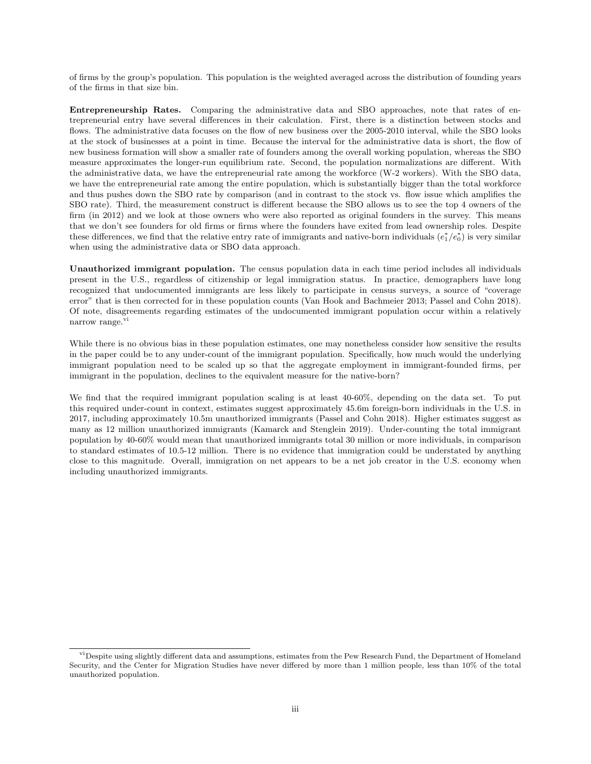of firms by the group's population. This population is the weighted averaged across the distribution of founding years of the firms in that size bin.

**Entrepreneurship Rates.** Comparing the administrative data and SBO approaches, note that rates of entrepreneurial entry have several differences in their calculation. First, there is a distinction between stocks and flows. The administrative data focuses on the flow of new business over the 2005-2010 interval, while the SBO looks at the stock of businesses at a point in time. Because the interval for the administrative data is short, the flow of new business formation will show a smaller rate of founders among the overall working population, whereas the SBO measure approximates the longer-run equilibrium rate. Second, the population normalizations are different. With the administrative data, we have the entrepreneurial rate among the workforce (W-2 workers). With the SBO data, we have the entrepreneurial rate among the entire population, which is substantially bigger than the total workforce and thus pushes down the SBO rate by comparison (and in contrast to the stock vs. flow issue which amplifies the SBO rate). Third, the measurement construct is different because the SBO allows us to see the top 4 owners of the firm (in 2012) and we look at those owners who were also reported as original founders in the survey. This means that we don't see founders for old firms or firms where the founders have exited from lead ownership roles. Despite these differences, we find that the relative entry rate of immigrants and native-born individuals ($e_1^*/e_0^*$) is very similar when using the administrative data or SBO data approach.

**Unauthorized immigrant population.** The census population data in each time period includes all individuals present in the U.S., regardless of citizenship or legal immigration status. In practice, demographers have long recognized that undocumented immigrants are less likely to participate in census surveys, a source of "coverage error" that is then corrected for in these population counts (Van Hook and Bachmeier 2013; Passel and Cohn 2018). Of note, disagreements regarding estimates of the undocumented immigrant population occur within a relatively narrow range.[vi]

While there is no obvious bias in these population estimates, one may nonetheless consider how sensitive the results in the paper could be to any under-count of the immigrant population. Specifically, how much would the underlying immigrant population need to be scaled up so that the aggregate employment in immigrant-founded firms, per immigrant in the population, declines to the equivalent measure for the native-born?

We find that the required immigrant population scaling is at least 40-60%, depending on the data set. To put this required under-count in context, estimates suggest approximately 45.6m foreign-born individuals in the U.S. in 2017, including approximately 10.5m unauthorized immigrants (Passel and Cohn 2018). Higher estimates suggest as many as 12 million unauthorized immigrants (Kamarck and Stenglein 2019). Under-counting the total immigrant population by 40-60% would mean that unauthorized immigrants total 30 million or more individuals, in comparison to standard estimates of 10.5-12 million. There is no evidence that immigration could be understated by anything close to this magnitude. Overall, immigration on net appears to be a net job creator in the U.S. economy when including unauthorized immigrants.

[vi] Despite using slightly different data and assumptions, estimates from the Pew Research Fund, the Department of Homeland Security, and the Center for Migration Studies have never differed by more than 1 million people, less than 10% of the total unauthorized population.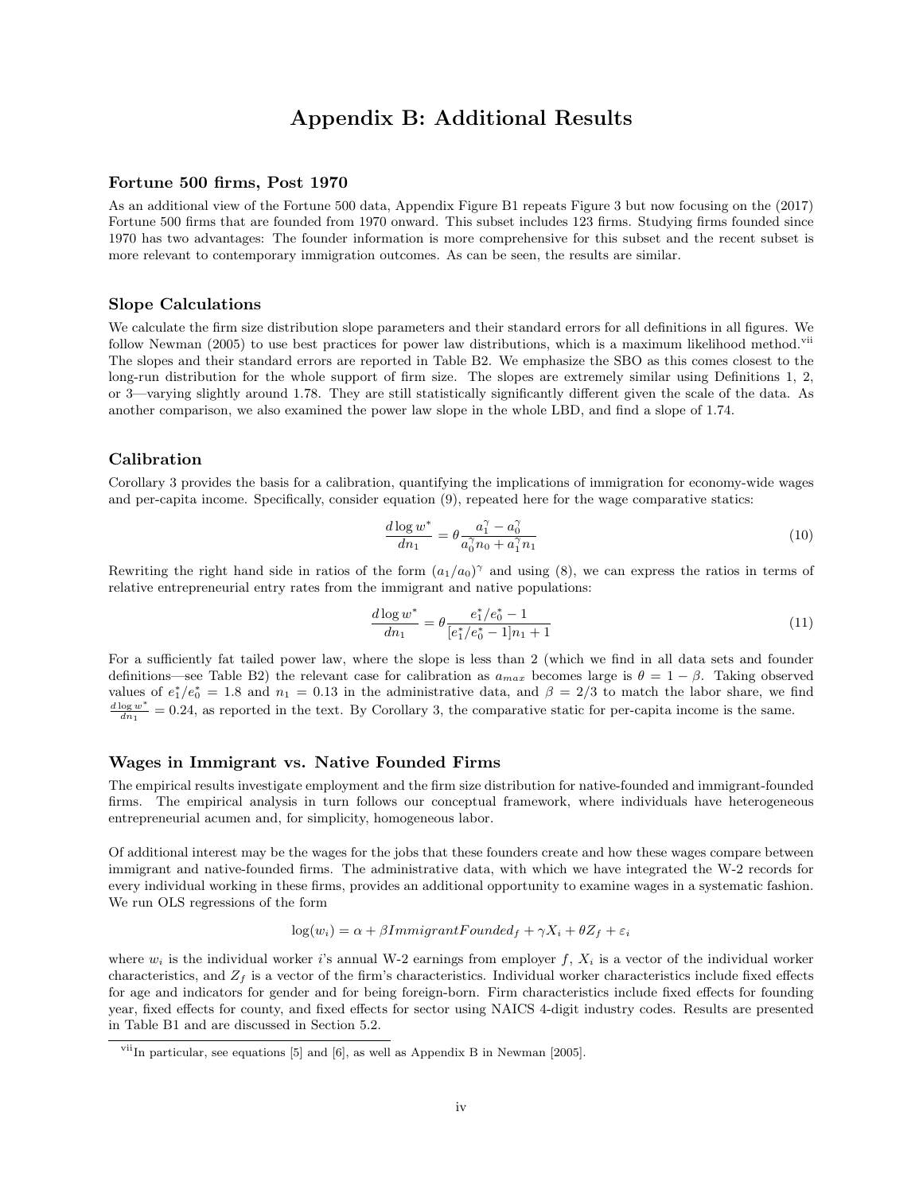# Appendix B: Additional Results

### Fortune 500 firms, Post 1970

As an additional view of the Fortune 500 data, Appendix Figure B1 repeats Figure 3 but now focusing on the (2017) Fortune 500 firms that are founded from 1970 onward. This subset includes 123 firms. Studying firms founded since 1970 has two advantages: The founder information is more comprehensive for this subset and the recent subset is more relevant to contemporary immigration outcomes. As can be seen, the results are similar.

### Slope Calculations

We calculate the firm size distribution slope parameters and their standard errors for all definitions in all figures. We follow Newman (2005) to use best practices for power law distributions, which is a maximum likelihood method.[vii] The slopes and their standard errors are reported in Table B2. We emphasize the SBO as this comes closest to the long-run distribution for the whole support of firm size. The slopes are extremely similar using Definitions 1, 2, or 3—varying slightly around 1.78. They are still statistically significantly different given the scale of the data. As another comparison, we also examined the power law slope in the whole LBD, and find a slope of 1.74.

### Calibration

Corollary 3 provides the basis for a calibration, quantifying the implications of immigration for economy-wide wages and per-capita income. Specifically, consider equation (9), repeated here for the wage comparative statics:

$$\frac{d\log w^*}{dn_1} = \theta \frac{a_1^\gamma - a_0^\gamma}{a_0^\gamma n_0 + a_1^\gamma n_1} \tag{10}$$

Rewriting the right hand side in ratios of the form $(a_1/a_0)^\gamma$ and using (8), we can express the ratios in terms of relative entrepreneurial entry rates from the immigrant and native populations:

$$\frac{d\log w^*}{dn_1} = \theta \frac{e_1^*/e_0^* - 1}{[e_1^*/e_0^* - 1]n_1 + 1} \tag{11}$$

For a sufficiently fat tailed power law, where the slope is less than 2 (which we find in all data sets and founder definitions—see Table B2) the relevant case for calibration as $a_{max}$ becomes large is $\theta = 1 - \beta$. Taking observed values of $e_1^*/e_0^* = 1.8$ and $n_1 = 0.13$ in the administrative data, and $\beta = 2/3$ to match the labor share, we find $\frac{d\log w^*}{dn_1} = 0.24$, as reported in the text. By Corollary 3, the comparative static for per-capita income is the same.

### Wages in Immigrant vs. Native Founded Firms

The empirical results investigate employment and the firm size distribution for native-founded and immigrant-founded firms. The empirical analysis in turn follows our conceptual framework, where individuals have heterogeneous entrepreneurial acumen and, for simplicity, homogeneous labor.

Of additional interest may be the wages for the jobs that these founders create and how these wages compare between immigrant and native-founded firms. The administrative data, with which we have integrated the W-2 records for every individual working in these firms, provides an additional opportunity to examine wages in a systematic fashion. We run OLS regressions of the form

$$\log(w_i) = \alpha + \beta ImmigrantFounded_f + \gamma X_i + \theta Z_f + \varepsilon_i$$

where $w_i$ is the individual worker $i$'s annual W-2 earnings from employer $f$, $X_i$ is a vector of the individual worker characteristics, and $Z_f$ is a vector of the firm's characteristics. Individual worker characteristics include fixed effects for age and indicators for gender and for being foreign-born. Firm characteristics include fixed effects for founding year, fixed effects for county, and fixed effects for sector using NAICS 4-digit industry codes. Results are presented in Table B1 and are discussed in Section 5.2.

[vii] In particular, see equations [5] and [6], as well as Appendix B in Newman [2005].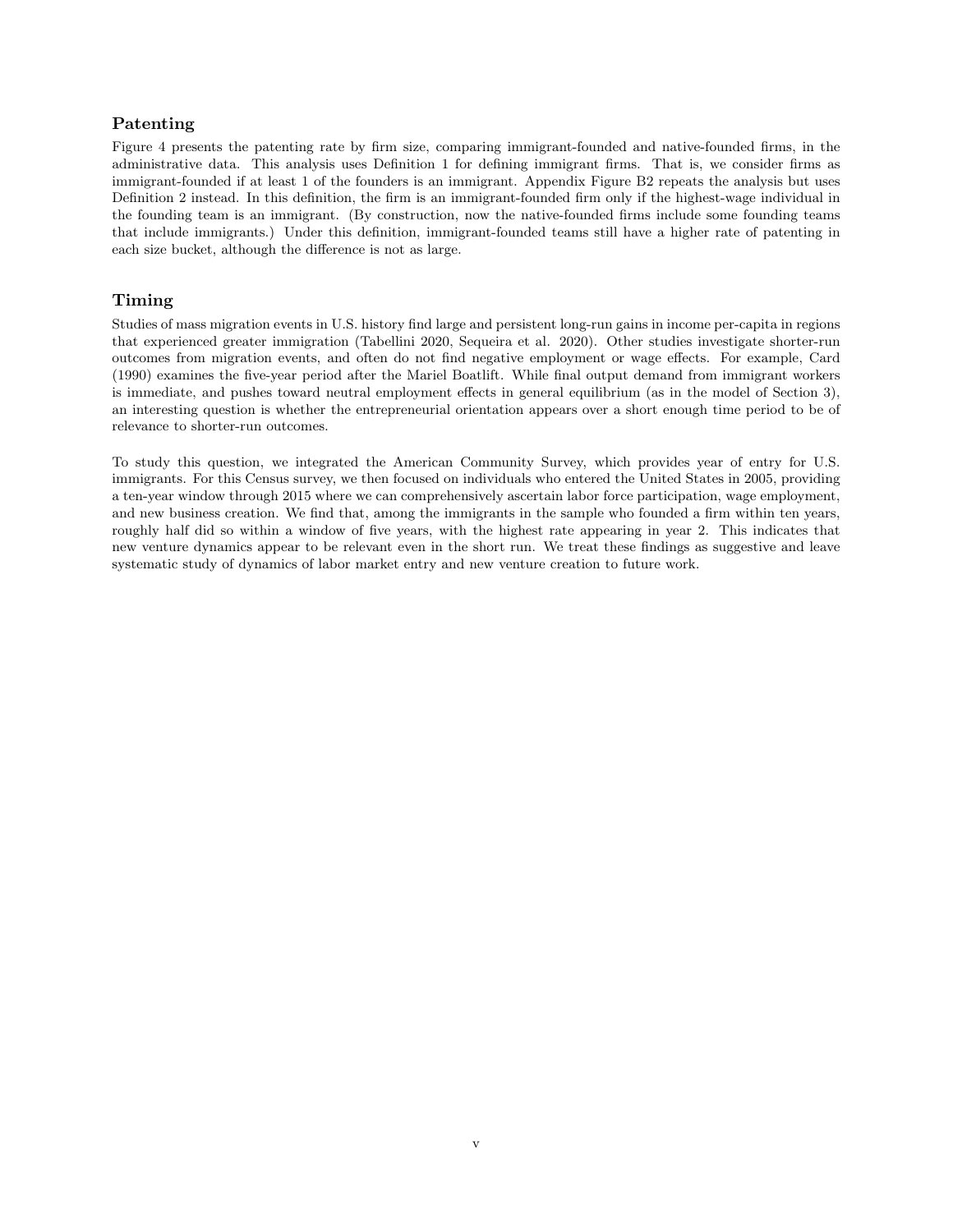## Patenting

Figure 4 presents the patenting rate by firm size, comparing immigrant-founded and native-founded firms, in the administrative data. This analysis uses Definition 1 for defining immigrant firms. That is, we consider firms as immigrant-founded if at least 1 of the founders is an immigrant. Appendix Figure B2 repeats the analysis but uses Definition 2 instead. In this definition, the firm is an immigrant-founded firm only if the highest-wage individual in the founding team is an immigrant. (By construction, now the native-founded firms include some founding teams that include immigrants.) Under this definition, immigrant-founded teams still have a higher rate of patenting in each size bucket, although the difference is not as large.

## Timing

Studies of mass migration events in U.S. history find large and persistent long-run gains in income per-capita in regions that experienced greater immigration (Tabellini 2020, Sequeira et al. 2020). Other studies investigate shorter-run outcomes from migration events, and often do not find negative employment or wage effects. For example, Card (1990) examines the five-year period after the Mariel Boatlift. While final output demand from immigrant workers is immediate, and pushes toward neutral employment effects in general equilibrium (as in the model of Section 3), an interesting question is whether the entrepreneurial orientation appears over a short enough time period to be of relevance to shorter-run outcomes.

To study this question, we integrated the American Community Survey, which provides year of entry for U.S. immigrants. For this Census survey, we then focused on individuals who entered the United States in 2005, providing a ten-year window through 2015 where we can comprehensively ascertain labor force participation, wage employment, and new business creation. We find that, among the immigrants in the sample who founded a firm within ten years, roughly half did so within a window of five years, with the highest rate appearing in year 2. This indicates that new venture dynamics appear to be relevant even in the short run. We treat these findings as suggestive and leave systematic study of dynamics of labor market entry and new venture creation to future work.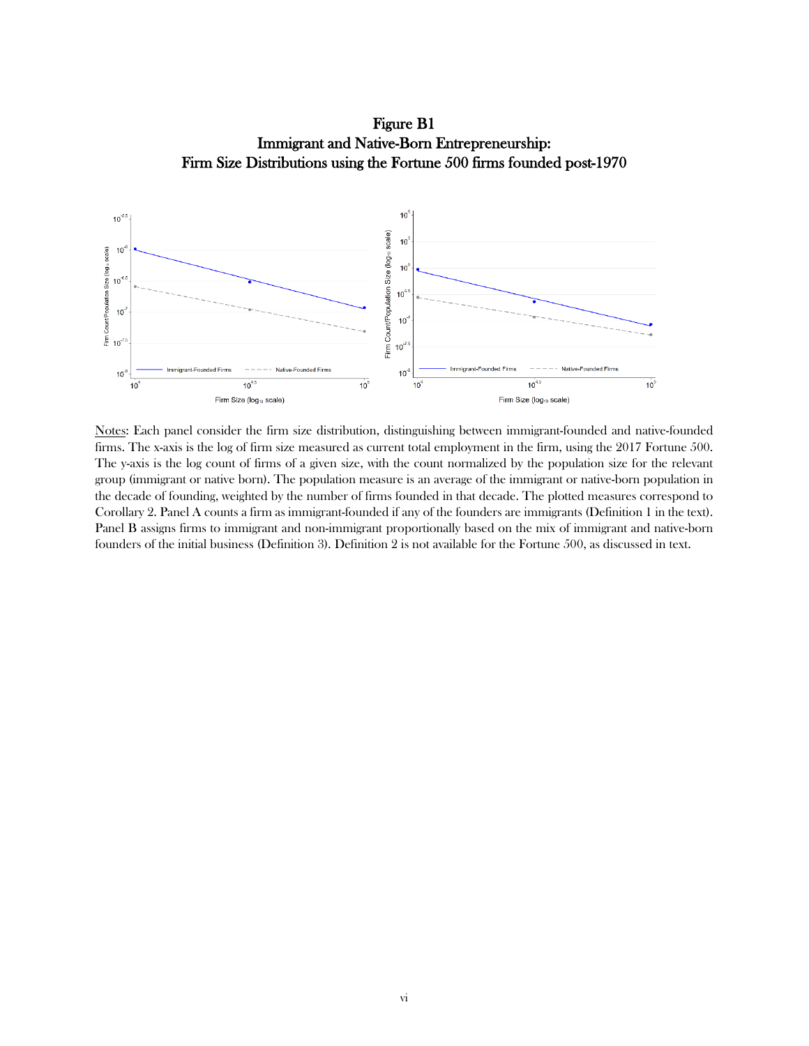# Figure B1
## Immigrant and Native-Born Entrepreneurship:
## Firm Size Distributions using the Fortune 500 firms founded post-1970

Notes: Each panel consider the firm size distribution, distinguishing between immigrant-founded and native-founded firms. The x-axis is the log of firm size measured as current total employment in the firm, using the 2017 Fortune 500. The y-axis is the log count of firms of a given size, with the count normalized by the population size for the relevant group (immigrant or native born). The population measure is an average of the immigrant or native-born population in the decade of founding, weighted by the number of firms founded in that decade. The plotted measures correspond to Corollary 2. Panel A counts a firm as immigrant-founded if any of the founders are immigrants (Definition 1 in the text). Panel B assigns firms to immigrant and non-immigrant proportionally based on the mix of immigrant and native-born founders of the initial business (Definition 3). Definition 2 is not available for the Fortune 500, as discussed in text.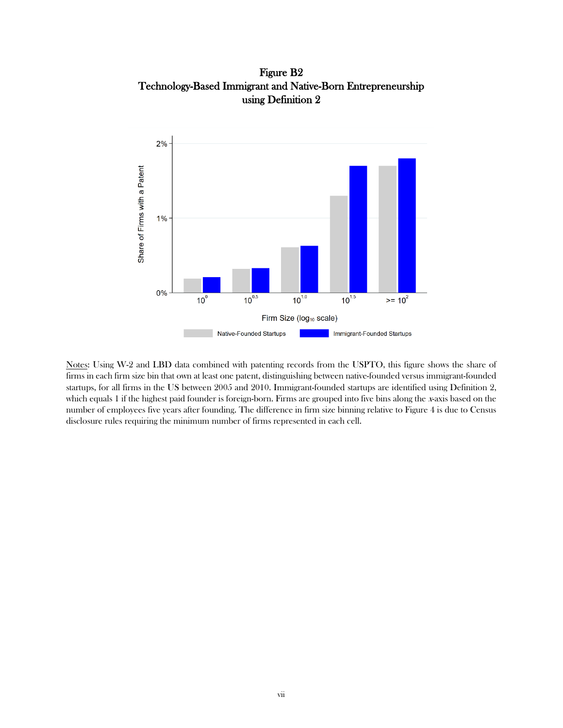**Figure B2**
**Technology-Based Immigrant and Native-Born Entrepreneurship using Definition 2**

Notes: Using W-2 and LBD data combined with patenting records from the USPTO, this figure shows the share of firms in each firm size bin that own at least one patent, distinguishing between native-founded versus immigrant-founded startups, for all firms in the US between 2005 and 2010. Immigrant-founded startups are identified using Definition 2, which equals 1 if the highest paid founder is foreign-born. Firms are grouped into five bins along the *x*-axis based on the number of employees five years after founding. The difference in firm size binning relative to Figure 4 is due to Census disclosure rules requiring the minimum number of firms represented in each cell.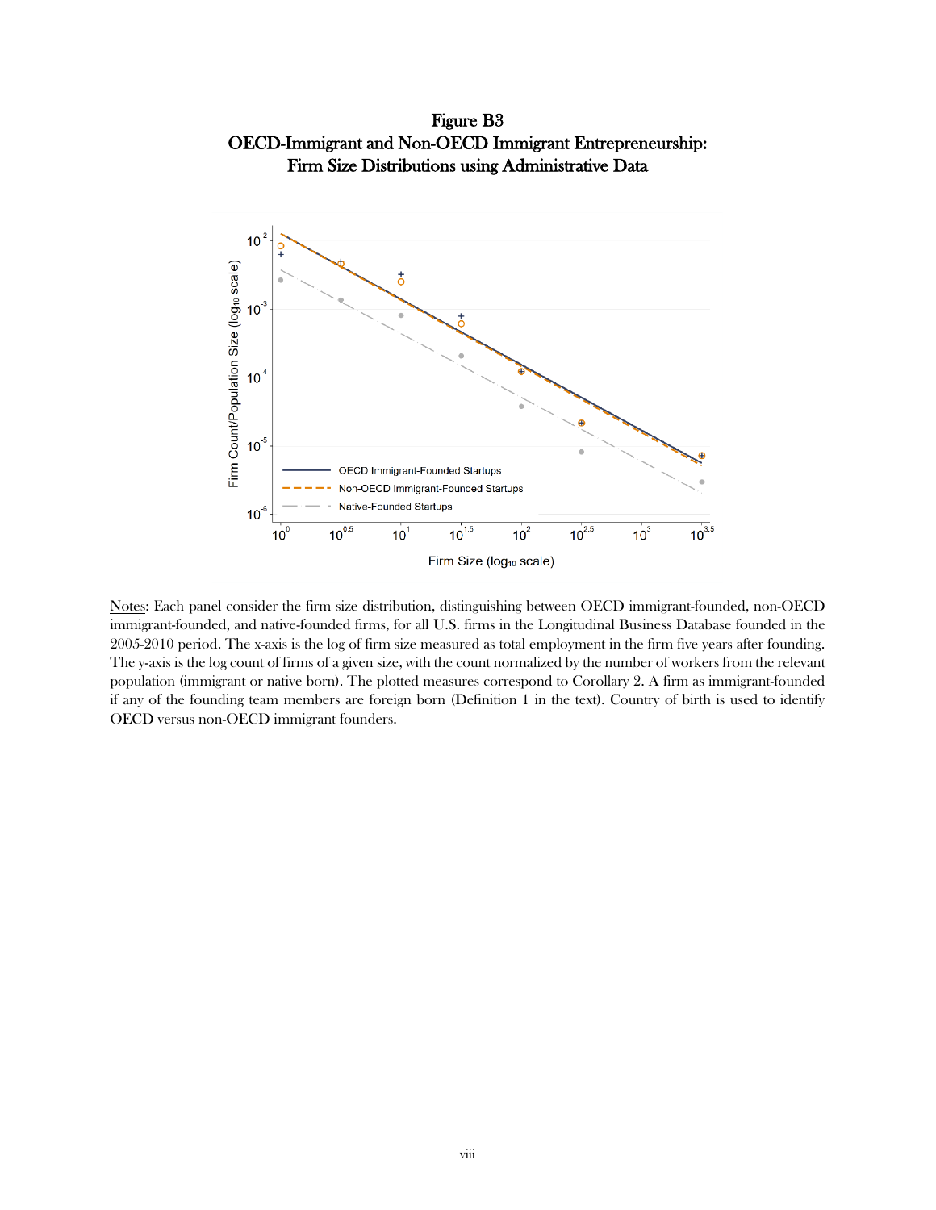# Figure B3
## OECD-Immigrant and Non-OECD Immigrant Entrepreneurship: Firm Size Distributions using Administrative Data

Notes: Each panel consider the firm size distribution, distinguishing between OECD immigrant-founded, non-OECD immigrant-founded, and native-founded firms, for all U.S. firms in the Longitudinal Business Database founded in the 2005-2010 period. The x-axis is the log of firm size measured as total employment in the firm five years after founding. The y-axis is the log count of firms of a given size, with the count normalized by the number of workers from the relevant population (immigrant or native born). The plotted measures correspond to Corollary 2. A firm as immigrant-founded if any of the founding team members are foreign born (Definition 1 in the text). Country of birth is used to identify OECD versus non-OECD immigrant founders.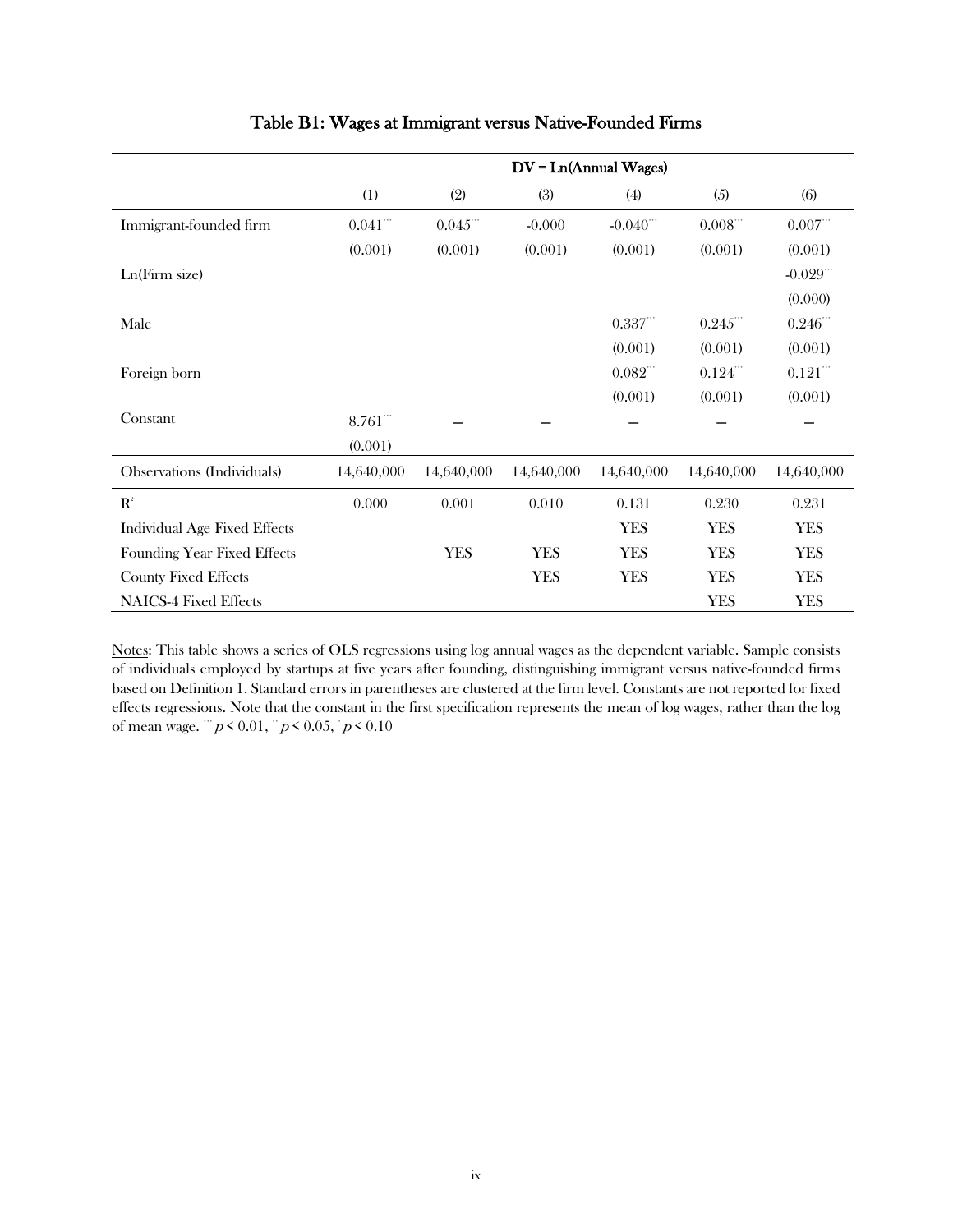# Table B1: Wages at Immigrant versus Native-Founded Firms

| | DV = Ln(Annual Wages) | | | | | |
|---|---|---|---|---|---|---|
| | (1) | (2) | (3) | (4) | (5) | (6) |
| Immigrant-founded firm | 0.041*** | 0.045*** | -0.000 | -0.040*** | 0.008*** | 0.007*** |
| | (0.001) | (0.001) | (0.001) | (0.001) | (0.001) | (0.001) |
| Ln(Firm size) | | | | | | -0.029*** |
| | | | | | | (0.000) |
| Male | | | | 0.337*** | 0.245*** | 0.246*** |
| | | | | (0.001) | (0.001) | (0.001) |
| Foreign born | | | | 0.082*** | 0.124*** | 0.121*** |
| | | | | (0.001) | (0.001) | (0.001) |
| Constant | 8.761*** | – | – | – | – | – |
| | (0.001) | | | | | |
| Observations (Individuals) | 14,640,000 | 14,640,000 | 14,640,000 | 14,640,000 | 14,640,000 | 14,640,000 |
| $R^2$ | 0.000 | 0.001 | 0.010 | 0.131 | 0.230 | 0.231 |
| Individual Age Fixed Effects | | | | YES | YES | YES |
| Founding Year Fixed Effects | | YES | YES | YES | YES | YES |
| County Fixed Effects | | | YES | YES | YES | YES |
| NAICS-4 Fixed Effects | | | | | YES | YES |

Notes: This table shows a series of OLS regressions using log annual wages as the dependent variable. Sample consists of individuals employed by startups at five years after founding, distinguishing immigrant versus native-founded firms based on Definition 1. Standard errors in parentheses are clustered at the firm level. Constants are not reported for fixed effects regressions. Note that the constant in the first specification represents the mean of log wages, rather than the log of mean wage. *** $p < 0.01$, ** $p < 0.05$, * $p < 0.10$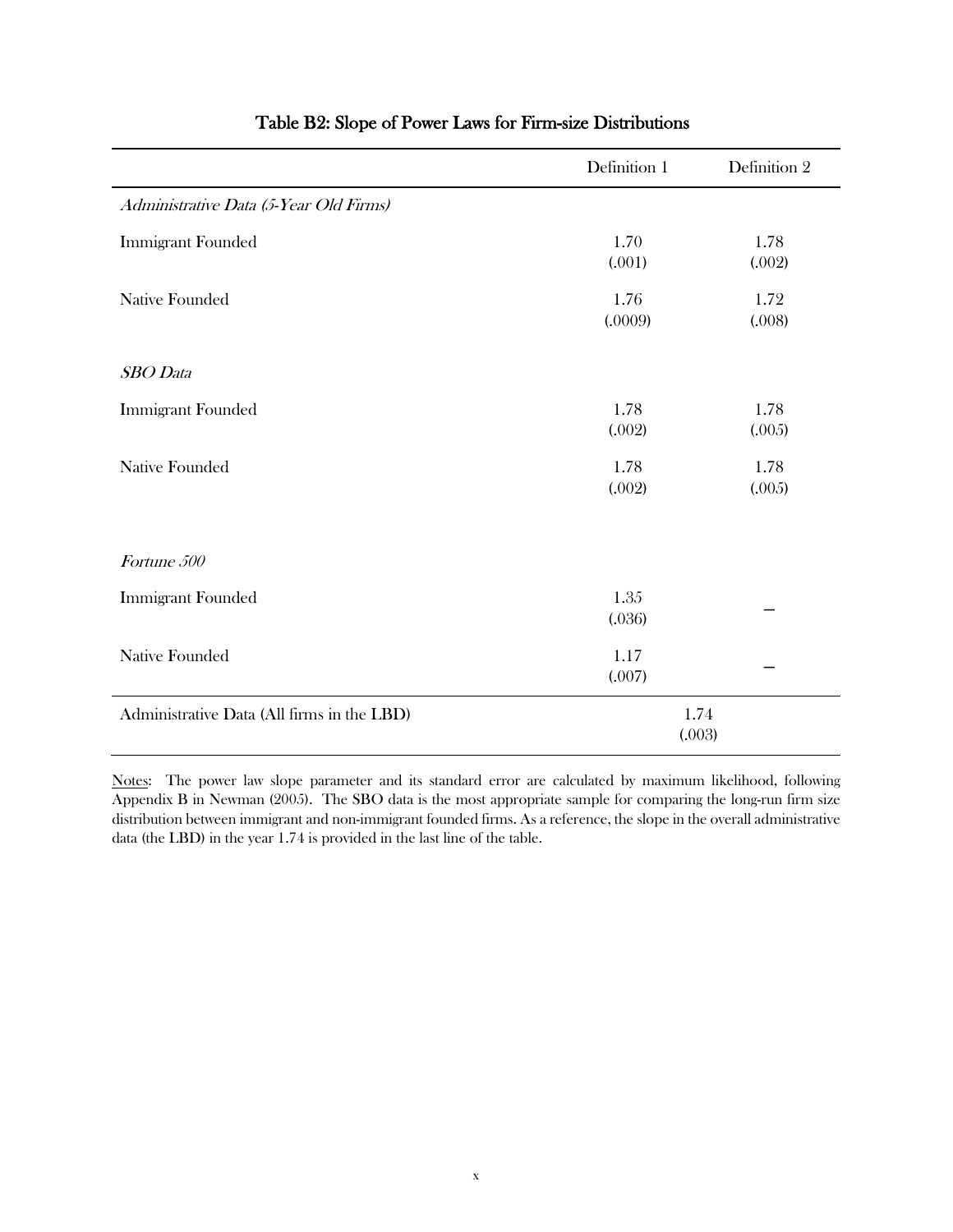# Table B2: Slope of Power Laws for Firm-size Distributions

| | Definition 1 | Definition 2 |
|---|---|---|
| *Administrative Data (5-Year Old Firms)* | | |
| Immigrant Founded | 1.70<br>(.001) | 1.78<br>(.002) |
| Native Founded | 1.76<br>(.0009) | 1.72<br>(.008) |
| *SBO Data* | | |
| Immigrant Founded | 1.78<br>(.002) | 1.78<br>(.005) |
| Native Founded | 1.78<br>(.002) | 1.78<br>(.005) |
| *Fortune 500* | | |
| Immigrant Founded | 1.35<br>(.036) | – |
| Native Founded | 1.17<br>(.007) | – |
| Administrative Data (All firms in the LBD) | 1.74<br>(.003) | |

Notes: The power law slope parameter and its standard error are calculated by maximum likelihood, following Appendix B in Newman (2005). The SBO data is the most appropriate sample for comparing the long-run firm size distribution between immigrant and non-immigrant founded firms. As a reference, the slope in the overall administrative data (the LBD) in the year 1.74 is provided in the last line of the table.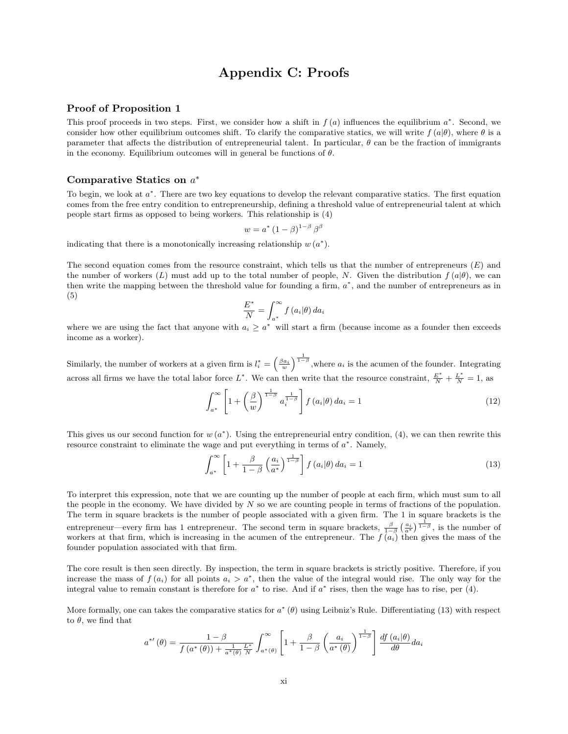# Appendix C: Proofs

## Proof of Proposition 1

This proof proceeds in two steps. First, we consider how a shift in $f(a)$ influences the equilibrium $a^*$. Second, we consider how other equilibrium outcomes shift. To clarify the comparative statics, we will write $f(a|\theta)$, where $\theta$ is a parameter that affects the distribution of entrepreneurial talent. In particular, $\theta$ can be the fraction of immigrants in the economy. Equilibrium outcomes will in general be functions of $\theta$.

## Comparative Statics on $a^*$

To begin, we look at $a^*$. There are two key equations to develop the relevant comparative statics. The first equation comes from the free entry condition to entrepreneurship, defining a threshold value of entrepreneurial talent at which people start firms as opposed to being workers. This relationship is (4)

$$w = a^* (1-\beta)^{1-\beta} \beta^\beta$$

indicating that there is a monotonically increasing relationship $w(a^*)$.

The second equation comes from the resource constraint, which tells us that the number of entrepreneurs ($E$) and the number of workers ($L$) must add up to the total number of people, $N$. Given the distribution $f(a|\theta)$, we can then write the mapping between the threshold value for founding a firm, $a^*$, and the number of entrepreneurs as in (5)

$$\frac{E^*}{N} = \int_{a^*}^{\infty} f(a_i|\theta)\, da_i$$

where we are using the fact that anyone with $a_i \geq a^*$ will start a firm (because income as a founder then exceeds income as a worker).

Similarly, the number of workers at a given firm is $l_i^* = \left(\frac{\beta a_i}{w}\right)^{\frac{1}{1-\beta}}$,where $a_i$ is the acumen of the founder. Integrating across all firms we have the total labor force $L^*$. We can then write that the resource constraint, $\frac{E^*}{N} + \frac{L^*}{N} = 1$, as

$$\int_{a^*}^{\infty} \left[1 + \left(\frac{\beta}{w}\right)^{\frac{1}{1-\beta}} a_i^{\frac{1}{1-\beta}}\right] f(a_i|\theta)\, da_i = 1 \tag{12}$$

This gives us our second function for $w(a^*)$. Using the entrepreneurial entry condition, (4), we can then rewrite this resource constraint to eliminate the wage and put everything in terms of $a^*$. Namely,

$$\int_{a^*}^{\infty} \left[1 + \frac{\beta}{1-\beta}\left(\frac{a_i}{a^*}\right)^{\frac{1}{1-\beta}}\right] f(a_i|\theta)\, da_i = 1 \tag{13}$$

To interpret this expression, note that we are counting up the number of people at each firm, which must sum to all the people in the economy. We have divided by $N$ so we are counting people in terms of fractions of the population. The term in square brackets is the number of people associated with a given firm. The 1 in square brackets is the entrepreneur—every firm has 1 entrepreneur. The second term in square brackets, $\frac{\beta}{1-\beta}\left(\frac{a_i}{a^*}\right)^{\frac{1}{1-\beta}}$, is the number of workers at that firm, which is increasing in the acumen of the entrepreneur. The $f(a_i)$ then gives the mass of the founder population associated with that firm.

The core result is then seen directly. By inspection, the term in square brackets is strictly positive. Therefore, if you increase the mass of $f(a_i)$ for all points $a_i > a^*$, then the value of the integral would rise. The only way for the integral value to remain constant is therefore for $a^*$ to rise. And if $a^*$ rises, then the wage has to rise, per (4).

More formally, one can takes the comparative statics for $a^*(\theta)$ using Leibniz's Rule. Differentiating (13) with respect to $\theta$, we find that

$$a^{*\prime}(\theta) = \frac{1-\beta}{f(a^*(\theta)) + \frac{1}{a^*(\theta)}\frac{L^*}{N}} \int_{a^*(\theta)}^{\infty} \left[1 + \frac{\beta}{1-\beta}\left(\frac{a_i}{a^*(\theta)}\right)^{\frac{1}{1-\beta}}\right] \frac{df(a_i|\theta)}{d\theta} da_i$$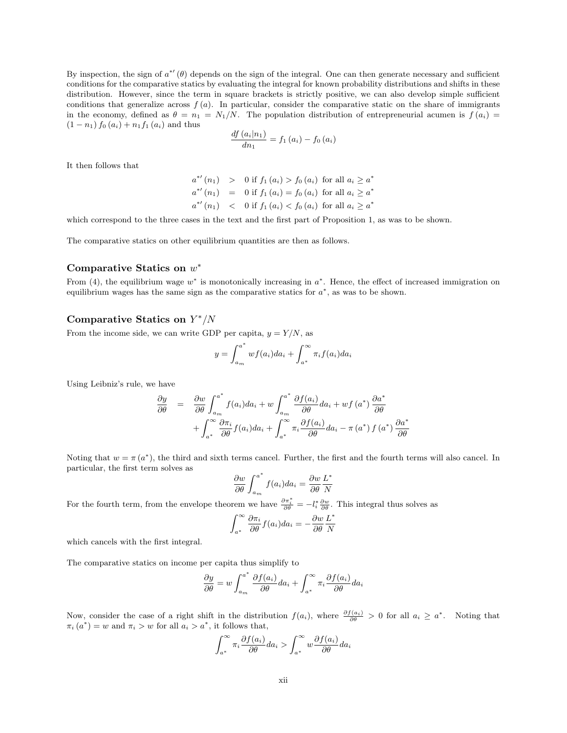By inspection, the sign of $a^{*\prime}(\theta)$ depends on the sign of the integral. One can then generate necessary and sufficient conditions for the comparative statics by evaluating the integral for known probability distributions and shifts in these distribution. However, since the term in square brackets is strictly positive, we can also develop simple sufficient conditions that generalize across $f(a)$. In particular, consider the comparative static on the share of immigrants in the economy, defined as $\theta = n_1 = N_1/N$. The population distribution of entrepreneurial acumen is $f(a_i) = (1 - n_1) f_0(a_i) + n_1 f_1(a_i)$ and thus

$$\frac{df(a_i|n_1)}{dn_1} = f_1(a_i) - f_0(a_i)$$

It then follows that

$$\begin{aligned}
a^{*\prime}(n_1) &> 0 \text{ if } f_1(a_i) > f_0(a_i) \text{ for all } a_i \geq a^* \\
a^{*\prime}(n_1) &= 0 \text{ if } f_1(a_i) = f_0(a_i) \text{ for all } a_i \geq a^* \\
a^{*\prime}(n_1) &< 0 \text{ if } f_1(a_i) < f_0(a_i) \text{ for all } a_i \geq a^*
\end{aligned}$$

which correspond to the three cases in the text and the first part of Proposition 1, as was to be shown.

The comparative statics on other equilibrium quantities are then as follows.

### Comparative Statics on $w^*$

From (4), the equilibrium wage $w^*$ is monotonically increasing in $a^*$. Hence, the effect of increased immigration on equilibrium wages has the same sign as the comparative statics for $a^*$, as was to be shown.

### Comparative Statics on $Y^*/N$

From the income side, we can write GDP per capita, $y = Y/N$, as

$$y = \int_{a_m}^{a^*} w f(a_i) da_i + \int_{a^*}^{\infty} \pi_i f(a_i) da_i$$

Using Leibniz's rule, we have

$$\begin{aligned}
\frac{\partial y}{\partial \theta} &= \frac{\partial w}{\partial \theta} \int_{a_m}^{a^*} f(a_i) da_i + w \int_{a_m}^{a^*} \frac{\partial f(a_i)}{\partial \theta} da_i + w f(a^*) \frac{\partial a^*}{\partial \theta} \\
&\quad + \int_{a^*}^{\infty} \frac{\partial \pi_i}{\partial \theta} f(a_i) da_i + \int_{a^*}^{\infty} \pi_i \frac{\partial f(a_i)}{\partial \theta} da_i - \pi(a^*) f(a^*) \frac{\partial a^*}{\partial \theta}
\end{aligned}$$

Noting that $w = \pi(a^*)$, the third and sixth terms cancel. Further, the first and the fourth terms will also cancel. In particular, the first term solves as

$$\frac{\partial w}{\partial \theta} \int_{a_m}^{a^*} f(a_i) da_i = \frac{\partial w}{\partial \theta} \frac{L^*}{N}$$

For the fourth term, from the envelope theorem we have $\frac{\partial \pi_i^*}{\partial \theta} = -l_i^* \frac{\partial w}{\partial \theta}$. This integral thus solves as

$$\int_{a^*}^{\infty} \frac{\partial \pi_i}{\partial \theta} f(a_i) da_i = -\frac{\partial w}{\partial \theta} \frac{L^*}{N}$$

which cancels with the first integral.

The comparative statics on income per capita thus simplify to

$$\frac{\partial y}{\partial \theta} = w \int_{a_m}^{a^*} \frac{\partial f(a_i)}{\partial \theta} da_i + \int_{a^*}^{\infty} \pi_i \frac{\partial f(a_i)}{\partial \theta} da_i$$

Now, consider the case of a right shift in the distribution $f(a_i)$, where $\frac{\partial f(a_i)}{\partial \theta} > 0$ for all $a_i \geq a^*$. Noting that $\pi_i(a^*) = w$ and $\pi_i > w$ for all $a_i > a^*$, it follows that,

$$\int_{a^*}^{\infty} \pi_i \frac{\partial f(a_i)}{\partial \theta} da_i > \int_{a^*}^{\infty} w \frac{\partial f(a_i)}{\partial \theta} da_i$$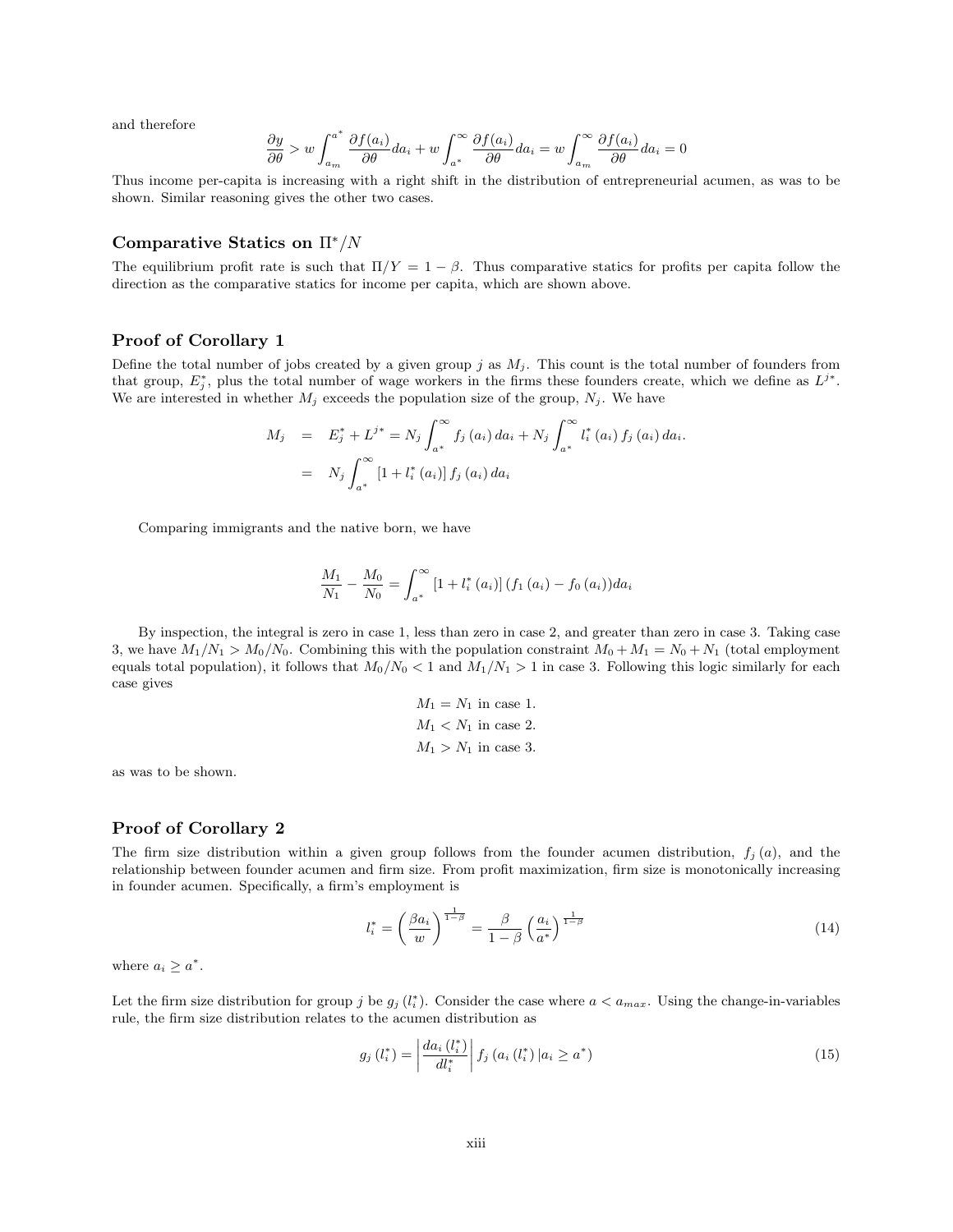and therefore

$$\frac{\partial y}{\partial \theta} > w \int_{a_m}^{a^*} \frac{\partial f(a_i)}{\partial \theta} da_i + w \int_{a^*}^{\infty} \frac{\partial f(a_i)}{\partial \theta} da_i = w \int_{a_m}^{\infty} \frac{\partial f(a_i)}{\partial \theta} da_i = 0$$

Thus income per-capita is increasing with a right shift in the distribution of entrepreneurial acumen, as was to be shown. Similar reasoning gives the other two cases.

### Comparative Statics on $\Pi^*/N$

The equilibrium profit rate is such that $\Pi/Y = 1 - \beta$. Thus comparative statics for profits per capita follow the direction as the comparative statics for income per capita, which are shown above.

### Proof of Corollary 1

Define the total number of jobs created by a given group $j$ as $M_j$. This count is the total number of founders from that group, $E_j^*$, plus the total number of wage workers in the firms these founders create, which we define as $L^{j*}$. We are interested in whether $M_j$ exceeds the population size of the group, $N_j$. We have

$$\begin{aligned} M_j &= E_j^* + L^{j*} = N_j \int_{a^*}^{\infty} f_j(a_i)\, da_i + N_j \int_{a^*}^{\infty} l_i^*(a_i)\, f_j(a_i)\, da_i. \\ &= N_j \int_{a^*}^{\infty} \left[1 + l_i^*(a_i)\right] f_j(a_i)\, da_i \end{aligned}$$

Comparing immigrants and the native born, we have

$$\frac{M_1}{N_1} - \frac{M_0}{N_0} = \int_{a^*}^{\infty} \left[1 + l_i^*(a_i)\right] (f_1(a_i) - f_0(a_i)) da_i$$

By inspection, the integral is zero in case 1, less than zero in case 2, and greater than zero in case 3. Taking case 3, we have $M_1/N_1 > M_0/N_0$. Combining this with the population constraint $M_0 + M_1 = N_0 + N_1$ (total employment equals total population), it follows that $M_0/N_0 < 1$ and $M_1/N_1 > 1$ in case 3. Following this logic similarly for each case gives

$$\begin{aligned} M_1 &= N_1 \text{ in case 1.} \\ M_1 &< N_1 \text{ in case 2.} \\ M_1 &> N_1 \text{ in case 3.} \end{aligned}$$

as was to be shown.

### Proof of Corollary 2

The firm size distribution within a given group follows from the founder acumen distribution, $f_j(a)$, and the relationship between founder acumen and firm size. From profit maximization, firm size is monotonically increasing in founder acumen. Specifically, a firm's employment is

$$l_i^* = \left(\frac{\beta a_i}{w}\right)^{\frac{1}{1-\beta}} = \frac{\beta}{1-\beta}\left(\frac{a_i}{a^*}\right)^{\frac{1}{1-\beta}} \tag{14}$$

where $a_i \geq a^*$.

Let the firm size distribution for group $j$ be $g_j(l_i^*)$. Consider the case where $a < a_{max}$. Using the change-in-variables rule, the firm size distribution relates to the acumen distribution as

$$g_j(l_i^*) = \left|\frac{da_i(l_i^*)}{dl_i^*}\right| f_j\left(a_i(l_i^*) \,|a_i \geq a^*\right) \tag{15}$$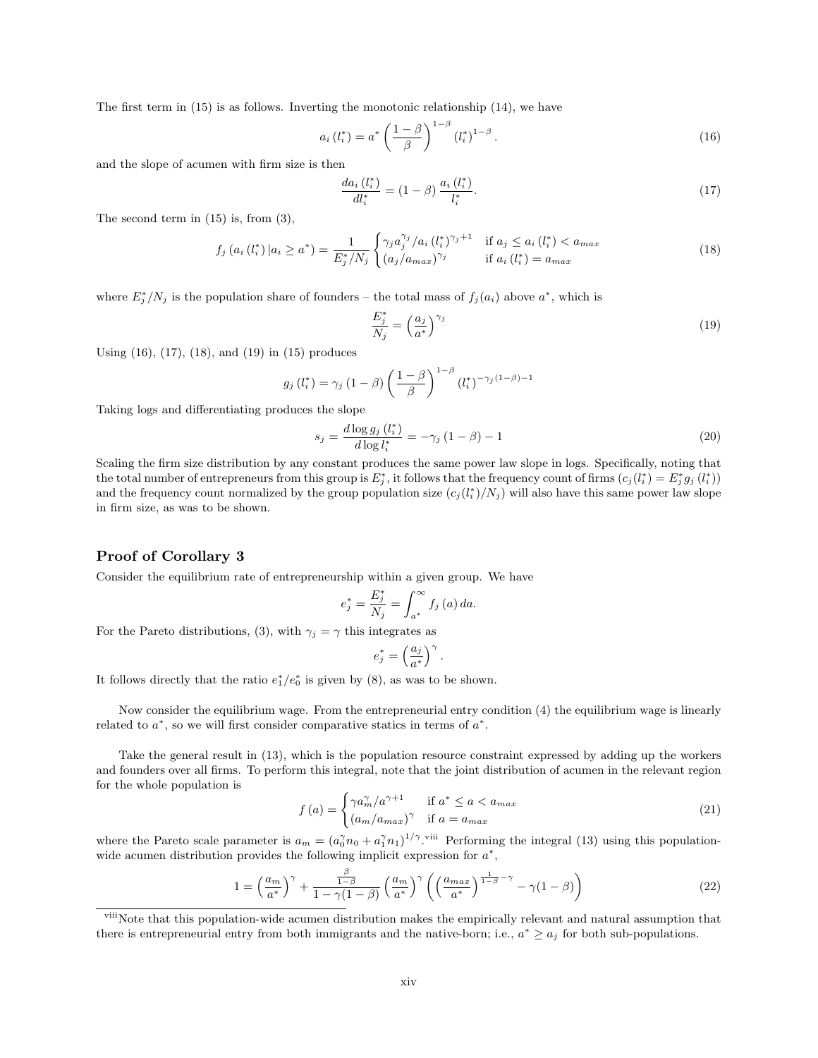The first term in (15) is as follows. Inverting the monotonic relationship (14), we have

$$a_i(l_i^*) = a^* \left(\frac{1-\beta}{\beta}\right)^{1-\beta} (l_i^*)^{1-\beta}. \tag{16}$$

and the slope of acumen with firm size is then

$$\frac{da_i(l_i^*)}{dl_i^*} = (1-\beta)\frac{a_i(l_i^*)}{l_i^*}. \tag{17}$$

The second term in (15) is, from (3),

$$f_j(a_i(l_i^*)|a_i \geq a^*) = \frac{1}{E_j^*/N_j} \begin{cases} \gamma_j a_j^{\gamma_j}/a_i(l_i^*)^{\gamma_j+1} & \text{if } a_j \leq a_i(l_i^*) < a_{max} \\ (a_j/a_{max})^{\gamma_j} & \text{if } a_i(l_i^*) = a_{max} \end{cases} \tag{18}$$

where $E_j^*/N_j$ is the population share of founders – the total mass of $f_j(a_i)$ above $a^*$, which is

$$\frac{E_j^*}{N_j} = \left(\frac{a_j}{a^*}\right)^{\gamma_j} \tag{19}$$

Using (16), (17), (18), and (19) in (15) produces

$$g_j(l_i^*) = \gamma_j(1-\beta)\left(\frac{1-\beta}{\beta}\right)^{1-\beta}(l_i^*)^{-\gamma_j(1-\beta)-1}$$

Taking logs and differentiating produces the slope

$$s_j = \frac{d\log g_j(l_i^*)}{d\log l_i^*} = -\gamma_j(1-\beta)-1 \tag{20}$$

Scaling the firm size distribution by any constant produces the same power law slope in logs. Specifically, noting that the total number of entrepreneurs from this group is $E_j^*$, it follows that the frequency count of firms ($c_j(l_i^*) = E_j^* g_j(l_i^*)$) and the frequency count normalized by the group population size ($c_j(l_i^*)/N_j$) will also have this same power law slope in firm size, as was to be shown.

## Proof of Corollary 3

Consider the equilibrium rate of entrepreneurship within a given group. We have

$$e_j^* = \frac{E_j^*}{N_j} = \int_{a^*}^{\infty} f_j(a)\,da.$$

For the Pareto distributions, (3), with $\gamma_j = \gamma$ this integrates as

$$e_j^* = \left(\frac{a_j}{a^*}\right)^{\gamma}.$$

It follows directly that the ratio $e_1^*/e_0^*$ is given by (8), as was to be shown.

Now consider the equilibrium wage. From the entrepreneurial entry condition (4) the equilibrium wage is linearly related to $a^*$, so we will first consider comparative statics in terms of $a^*$.

Take the general result in (13), which is the population resource constraint expressed by adding up the workers and founders over all firms. To perform this integral, note that the joint distribution of acumen in the relevant region for the whole population is

$$f(a) = \begin{cases} \gamma a_m^{\gamma}/a^{\gamma+1} & \text{if } a^* \leq a < a_{max} \\ (a_m/a_{max})^{\gamma} & \text{if } a = a_{max} \end{cases} \tag{21}$$

where the Pareto scale parameter is $a_m = (a_0^{\gamma} n_0 + a_1^{\gamma} n_1)^{1/\gamma}$.[viii] Performing the integral (13) using this population-wide acumen distribution provides the following implicit expression for $a^*$,

$$1 = \left(\frac{a_m}{a^*}\right)^{\gamma} + \frac{\frac{\beta}{1-\beta}}{1-\gamma(1-\beta)}\left(\frac{a_m}{a^*}\right)^{\gamma}\left(\left(\frac{a_{max}}{a^*}\right)^{\frac{1}{1-\beta}-\gamma} - \gamma(1-\beta)\right) \tag{22}$$

[viii] Note that this population-wide acumen distribution makes the empirically relevant and natural assumption that there is entrepreneurial entry from both immigrants and the native-born; i.e., $a^* \geq a_j$ for both sub-populations.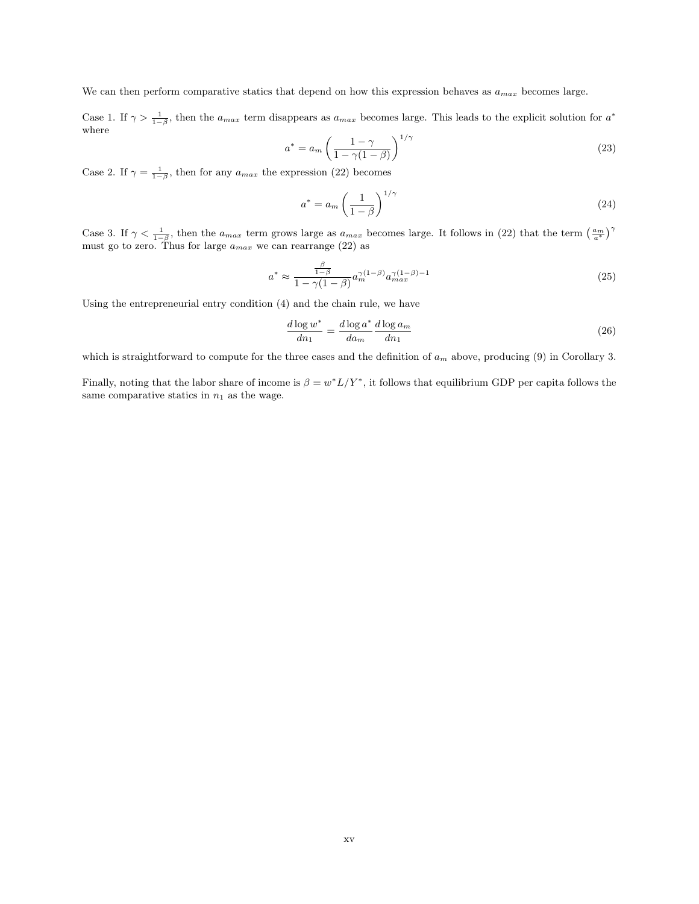We can then perform comparative statics that depend on how this expression behaves as $a_{max}$ becomes large.

Case 1. If $\gamma > \frac{1}{1-\beta}$, then the $a_{max}$ term disappears as $a_{max}$ becomes large. This leads to the explicit solution for $a^*$ where

$$a^* = a_m \left( \frac{1-\gamma}{1-\gamma(1-\beta)} \right)^{1/\gamma} \tag{23}$$

Case 2. If $\gamma = \frac{1}{1-\beta}$, then for any $a_{max}$ the expression (22) becomes

$$a^* = a_m \left( \frac{1}{1-\beta} \right)^{1/\gamma} \tag{24}$$

Case 3. If $\gamma < \frac{1}{1-\beta}$, then the $a_{max}$ term grows large as $a_{max}$ becomes large. It follows in (22) that the term $\left(\frac{a_m}{a^*}\right)^{\gamma}$ must go to zero. Thus for large $a_{max}$ we can rearrange (22) as

$$a^* \approx \frac{\frac{\beta}{1-\beta}}{1-\gamma(1-\beta)} a_m^{\gamma(1-\beta)} a_{max}^{\gamma(1-\beta)-1} \tag{25}$$

Using the entrepreneurial entry condition (4) and the chain rule, we have

$$\frac{d \log w^*}{dn_1} = \frac{d \log a^*}{da_m} \frac{d \log a_m}{dn_1} \tag{26}$$

which is straightforward to compute for the three cases and the definition of $a_m$ above, producing (9) in Corollary 3.

Finally, noting that the labor share of income is $\beta = w^* L/Y^*$, it follows that equilibrium GDP per capita follows the same comparative statics in $n_1$ as the wage.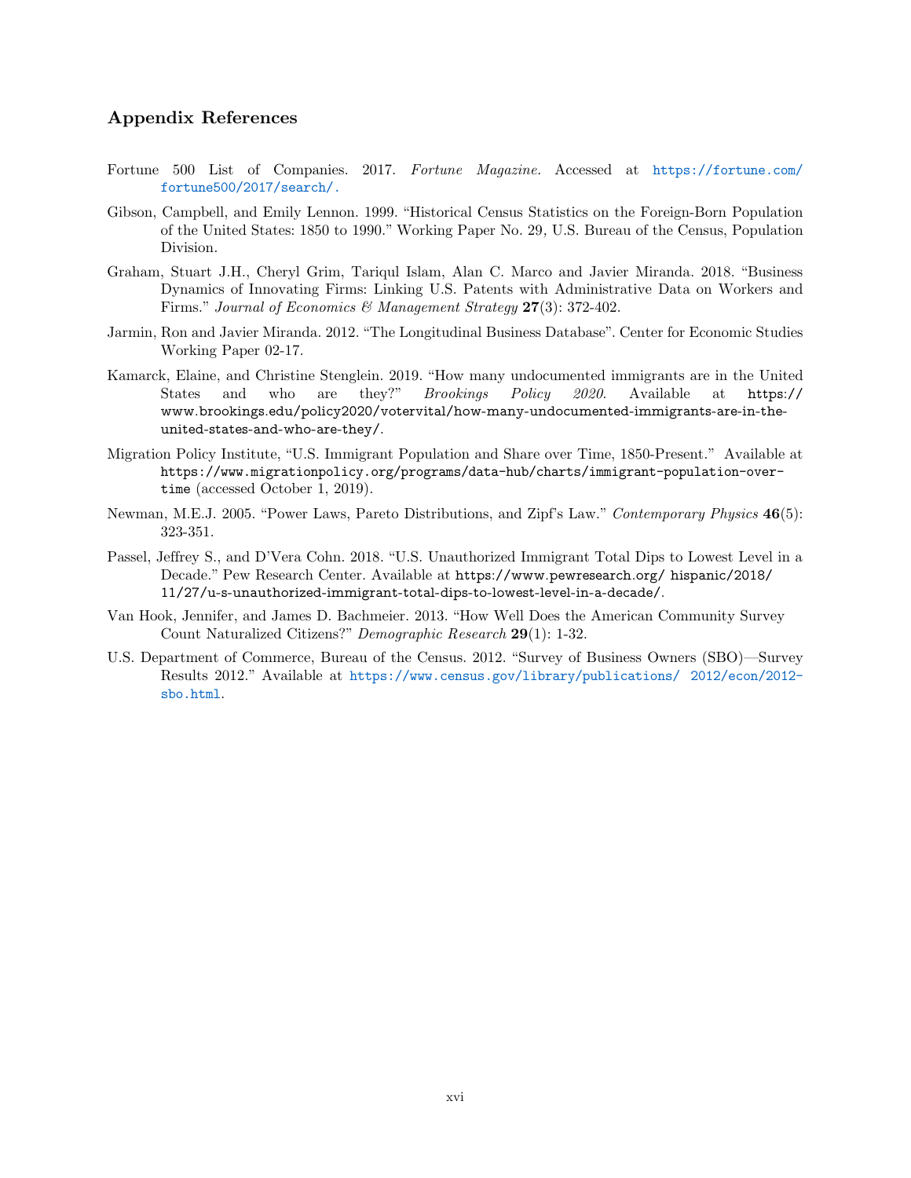## Appendix References

Fortune 500 List of Companies. 2017. *Fortune Magazine*. Accessed at https://fortune.com/fortune500/2017/search/.

Gibson, Campbell, and Emily Lennon. 1999. "Historical Census Statistics on the Foreign-Born Population of the United States: 1850 to 1990." Working Paper No. 29*,* U.S. Bureau of the Census, Population Division.

Graham, Stuart J.H., Cheryl Grim, Tariqul Islam, Alan C. Marco and Javier Miranda. 2018. "Business Dynamics of Innovating Firms: Linking U.S. Patents with Administrative Data on Workers and Firms." *Journal of Economics & Management Strategy* **27**(3): 372-402.

Jarmin, Ron and Javier Miranda. 2012. "The Longitudinal Business Database". Center for Economic Studies Working Paper 02-17.

Kamarck, Elaine, and Christine Stenglein. 2019. "How many undocumented immigrants are in the United States and who are they?" *Brookings Policy 2020*. Available at https://www.brookings.edu/policy2020/votervital/how-many-undocumented-immigrants-are-in-the-united-states-and-who-are-they/.

Migration Policy Institute, "U.S. Immigrant Population and Share over Time, 1850-Present." Available at https://www.migrationpolicy.org/programs/data-hub/charts/immigrant-population-over-time (accessed October 1, 2019).

Newman, M.E.J. 2005. "Power Laws, Pareto Distributions, and Zipf's Law." *Contemporary Physics* **46**(5): 323-351.

Passel, Jeffrey S., and D'Vera Cohn. 2018. "U.S. Unauthorized Immigrant Total Dips to Lowest Level in a Decade." Pew Research Center. Available at https://www.pewresearch.org/ hispanic/2018/11/27/u-s-unauthorized-immigrant-total-dips-to-lowest-level-in-a-decade/.

Van Hook, Jennifer, and James D. Bachmeier. 2013. "How Well Does the American Community Survey Count Naturalized Citizens?" *Demographic Research* **29**(1): 1-32.

U.S. Department of Commerce, Bureau of the Census. 2012. "Survey of Business Owners (SBO)—Survey Results 2012." Available at https://www.census.gov/library/publications/ 2012/econ/2012-sbo.html.